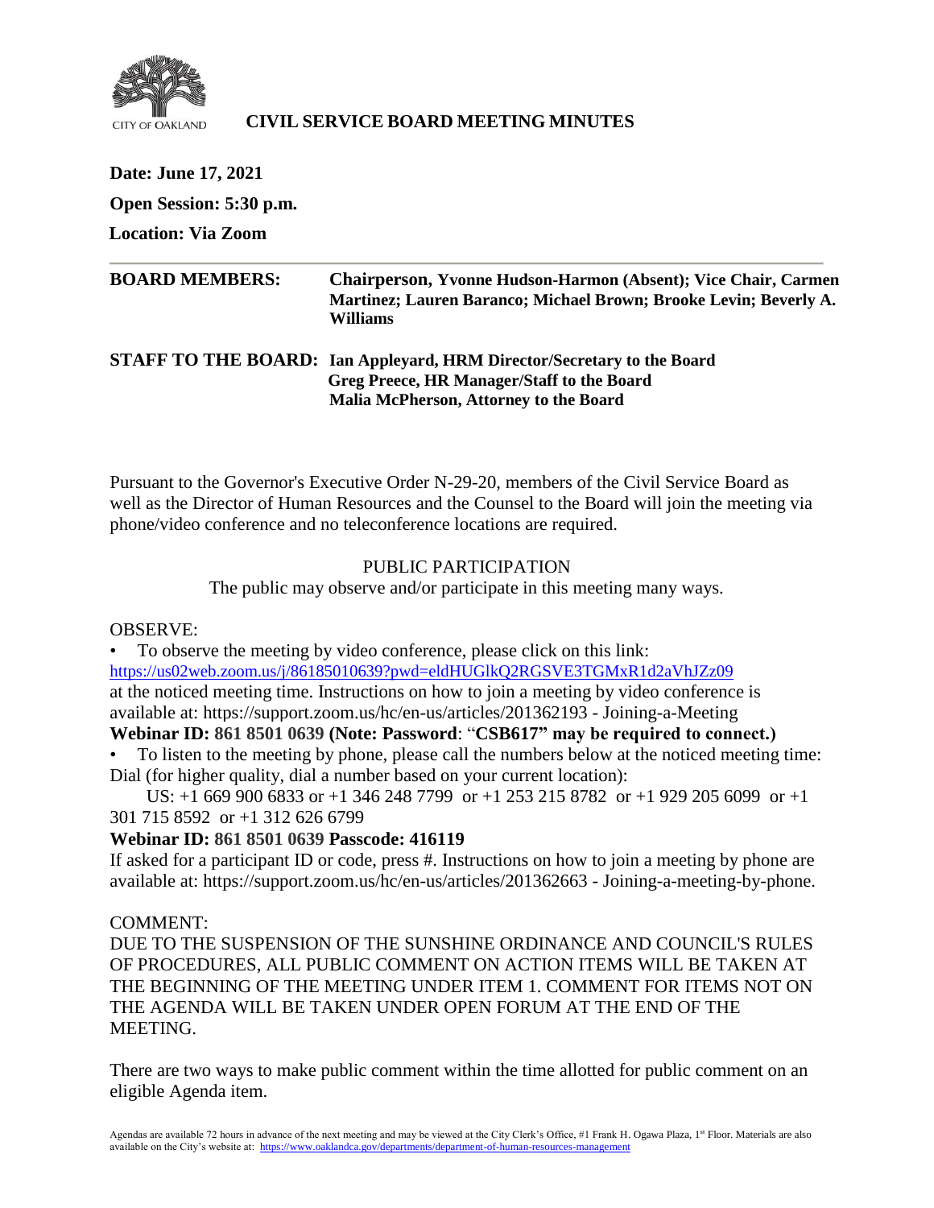CITY OF OAKLAND

# CIVIL SERVICE BOARD MEETING MINUTES

**Date: June 17, 2021**

**Open Session: 5:30 p.m.**

**Location: Via Zoom**

---

**BOARD MEMBERS:** **Chairperson, Yvonne Hudson-Harmon (Absent); Vice Chair, Carmen Martinez; Lauren Baranco; Michael Brown; Brooke Levin; Beverly A. Williams**

**STAFF TO THE BOARD:** **Ian Appleyard, HRM Director/Secretary to the Board**
**Greg Preece, HR Manager/Staff to the Board**
**Malia McPherson, Attorney to the Board**

Pursuant to the Governor's Executive Order N-29-20, members of the Civil Service Board as well as the Director of Human Resources and the Counsel to the Board will join the meeting via phone/video conference and no teleconference locations are required.

PUBLIC PARTICIPATION

The public may observe and/or participate in this meeting many ways.

OBSERVE:

- To observe the meeting by video conference, please click on this link: https://us02web.zoom.us/j/86185010639?pwd=eldHUGlkQ2RGSVE3TGMxR1d2aVhJZz09 at the noticed meeting time. Instructions on how to join a meeting by video conference is available at: https://support.zoom.us/hc/en-us/articles/201362193 - Joining-a-Meeting

**Webinar ID: 861 8501 0639 (Note: Password**: "**CSB617" may be required to connect.)**

- To listen to the meeting by phone, please call the numbers below at the noticed meeting time: Dial (for higher quality, dial a number based on your current location):

US: +1 669 900 6833 or +1 346 248 7799 or +1 253 215 8782 or +1 929 205 6099 or +1 301 715 8592 or +1 312 626 6799

**Webinar ID: 861 8501 0639 Passcode: 416119**

If asked for a participant ID or code, press #. Instructions on how to join a meeting by phone are available at: https://support.zoom.us/hc/en-us/articles/201362663 - Joining-a-meeting-by-phone.

COMMENT:

DUE TO THE SUSPENSION OF THE SUNSHINE ORDINANCE AND COUNCIL'S RULES OF PROCEDURES, ALL PUBLIC COMMENT ON ACTION ITEMS WILL BE TAKEN AT THE BEGINNING OF THE MEETING UNDER ITEM 1. COMMENT FOR ITEMS NOT ON THE AGENDA WILL BE TAKEN UNDER OPEN FORUM AT THE END OF THE MEETING.

There are two ways to make public comment within the time allotted for public comment on an eligible Agenda item.

Agendas are available 72 hours in advance of the next meeting and may be viewed at the City Clerk's Office, #1 Frank H. Ogawa Plaza, 1st Floor. Materials are also available on the City's website at: https://www.oaklandca.gov/departments/department-of-human-resources-management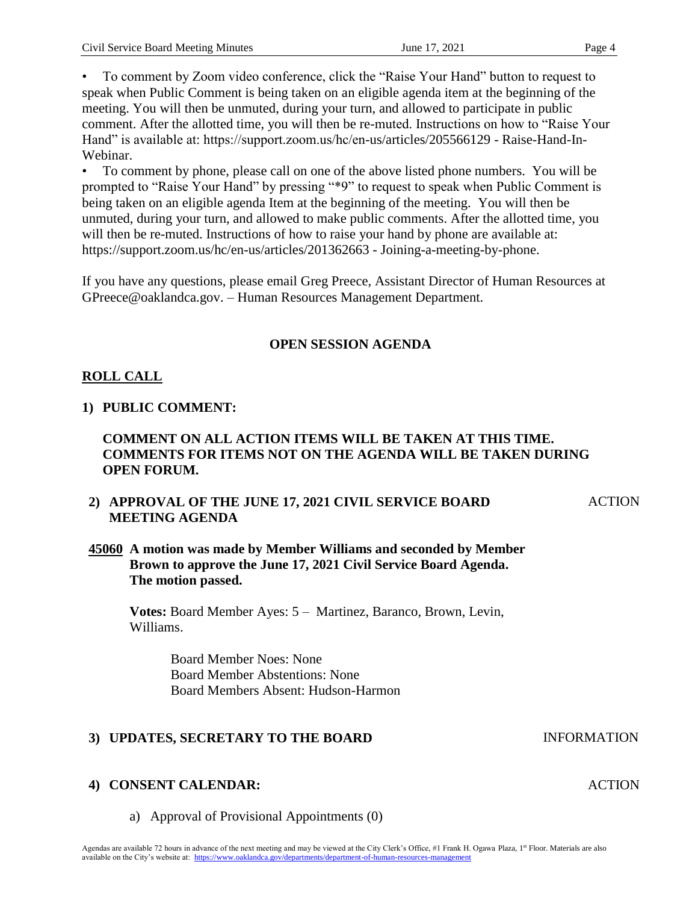- To comment by Zoom video conference, click the "Raise Your Hand" button to request to speak when Public Comment is being taken on an eligible agenda item at the beginning of the meeting. You will then be unmuted, during your turn, and allowed to participate in public comment. After the allotted time, you will then be re-muted. Instructions on how to "Raise Your Hand" is available at: https://support.zoom.us/hc/en-us/articles/205566129 - Raise-Hand-In-Webinar.
- To comment by phone, please call on one of the above listed phone numbers. You will be prompted to "Raise Your Hand" by pressing "*9" to request to speak when Public Comment is being taken on an eligible agenda Item at the beginning of the meeting. You will then be unmuted, during your turn, and allowed to make public comments. After the allotted time, you will then be re-muted. Instructions of how to raise your hand by phone are available at: https://support.zoom.us/hc/en-us/articles/201362663 - Joining-a-meeting-by-phone.

If you have any questions, please email Greg Preece, Assistant Director of Human Resources at GPreece@oaklandca.gov. – Human Resources Management Department.

## OPEN SESSION AGENDA

### ROLL CALL

**1) PUBLIC COMMENT:**

**COMMENT ON ALL ACTION ITEMS WILL BE TAKEN AT THIS TIME. COMMENTS FOR ITEMS NOT ON THE AGENDA WILL BE TAKEN DURING OPEN FORUM.**

**2) APPROVAL OF THE JUNE 17, 2021 CIVIL SERVICE BOARD MEETING AGENDA** — ACTION

**45060 A motion was made by Member Williams and seconded by Member Brown to approve the June 17, 2021 Civil Service Board Agenda. The motion passed.**

**Votes:** Board Member Ayes: 5 – Martinez, Baranco, Brown, Levin, Williams.

Board Member Noes: None
Board Member Abstentions: None
Board Members Absent: Hudson-Harmon

**3) UPDATES, SECRETARY TO THE BOARD** — INFORMATION

**4) CONSENT CALENDAR:** — ACTION

a) Approval of Provisional Appointments (0)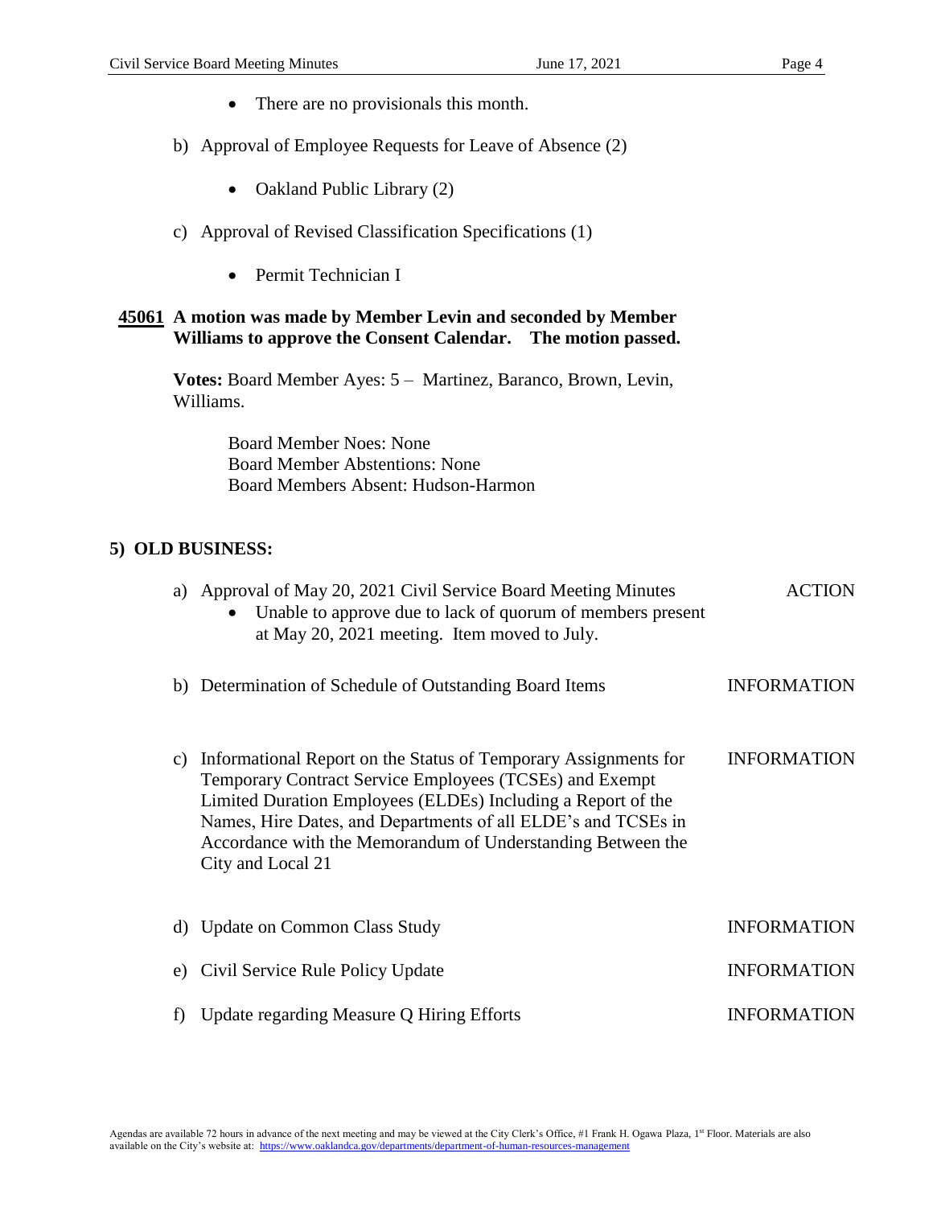- There are no provisionals this month.

b) Approval of Employee Requests for Leave of Absence (2)

- Oakland Public Library (2)

c) Approval of Revised Classification Specifications (1)

- Permit Technician I

**45061 A motion was made by Member Levin and seconded by Member Williams to approve the Consent Calendar. The motion passed.**

**Votes:** Board Member Ayes: 5 – Martinez, Baranco, Brown, Levin, Williams.

Board Member Noes: None
Board Member Abstentions: None
Board Members Absent: Hudson-Harmon

## 5) OLD BUSINESS:

a) Approval of May 20, 2021 Civil Service Board Meeting Minutes — ACTION

- Unable to approve due to lack of quorum of members present at May 20, 2021 meeting. Item moved to July.

b) Determination of Schedule of Outstanding Board Items — INFORMATION

c) Informational Report on the Status of Temporary Assignments for Temporary Contract Service Employees (TCSEs) and Exempt Limited Duration Employees (ELDEs) Including a Report of the Names, Hire Dates, and Departments of all ELDE's and TCSEs in Accordance with the Memorandum of Understanding Between the City and Local 21 — INFORMATION

d) Update on Common Class Study — INFORMATION

e) Civil Service Rule Policy Update — INFORMATION

f) Update regarding Measure Q Hiring Efforts — INFORMATION

Agendas are available 72 hours in advance of the next meeting and may be viewed at the City Clerk's Office, #1 Frank H. Ogawa Plaza, 1st Floor. Materials are also available on the City's website at: https://www.oaklandca.gov/departments/department-of-human-resources-management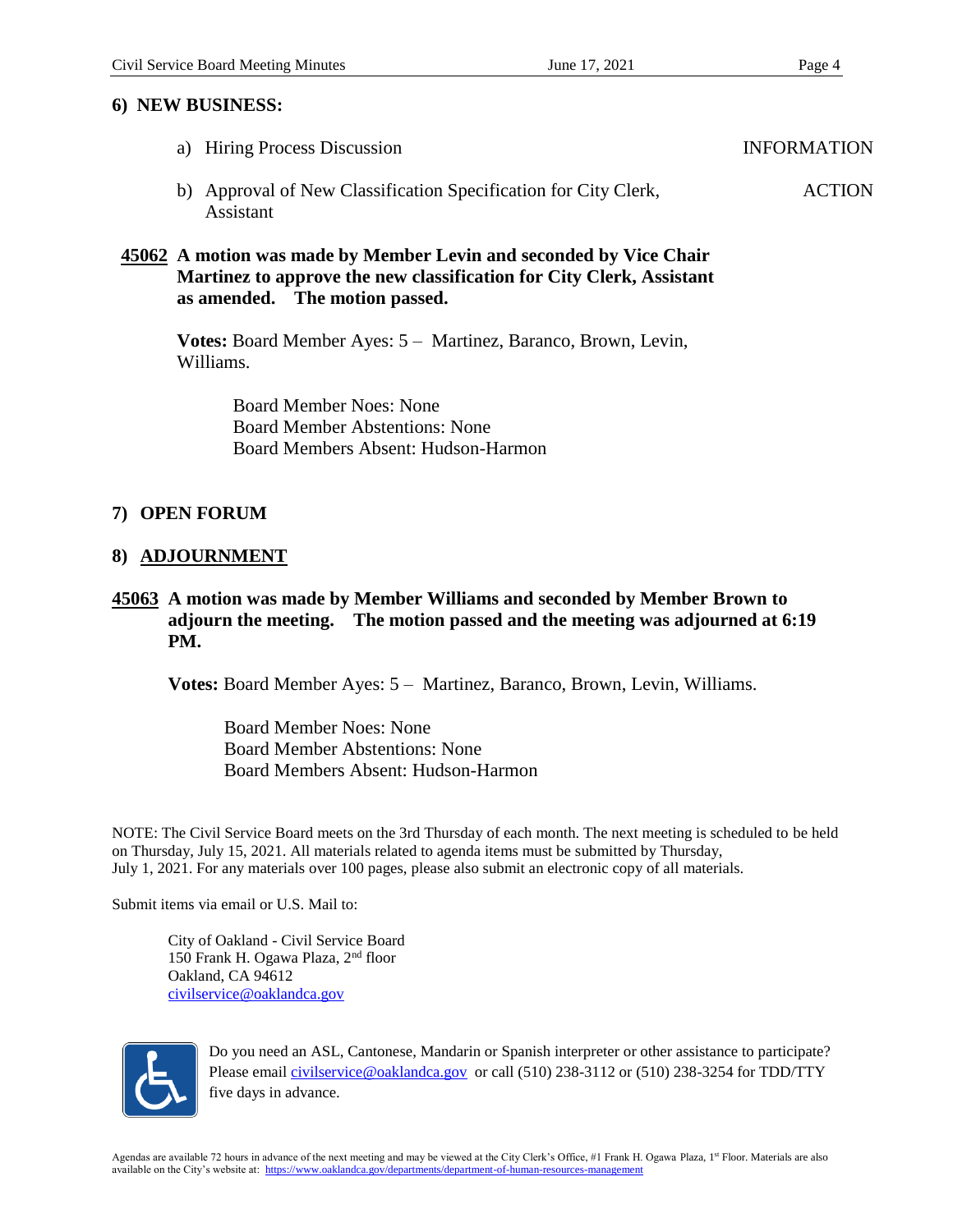## 6) NEW BUSINESS:

a) Hiring Process Discussion — INFORMATION

b) Approval of New Classification Specification for City Clerk, Assistant — ACTION

**45062 A motion was made by Member Levin and seconded by Vice Chair Martinez to approve the new classification for City Clerk, Assistant as amended. The motion passed.**

**Votes:** Board Member Ayes: 5 – Martinez, Baranco, Brown, Levin, Williams.

Board Member Noes: None
Board Member Abstentions: None
Board Members Absent: Hudson-Harmon

## 7) OPEN FORUM

## 8) ADJOURNMENT

**45063 A motion was made by Member Williams and seconded by Member Brown to adjourn the meeting. The motion passed and the meeting was adjourned at 6:19 PM.**

**Votes:** Board Member Ayes: 5 – Martinez, Baranco, Brown, Levin, Williams.

Board Member Noes: None
Board Member Abstentions: None
Board Members Absent: Hudson-Harmon

NOTE: The Civil Service Board meets on the 3rd Thursday of each month. The next meeting is scheduled to be held on Thursday, July 15, 2021. All materials related to agenda items must be submitted by Thursday, July 1, 2021. For any materials over 100 pages, please also submit an electronic copy of all materials.

Submit items via email or U.S. Mail to:

City of Oakland - Civil Service Board
150 Frank H. Ogawa Plaza, 2nd floor
Oakland, CA 94612
civilservice@oaklandca.gov

Do you need an ASL, Cantonese, Mandarin or Spanish interpreter or other assistance to participate? Please email civilservice@oaklandca.gov or call (510) 238-3112 or (510) 238-3254 for TDD/TTY five days in advance.

Agendas are available 72 hours in advance of the next meeting and may be viewed at the City Clerk's Office, #1 Frank H. Ogawa Plaza, 1st Floor. Materials are also available on the City's website at: https://www.oaklandca.gov/departments/department-of-human-resources-management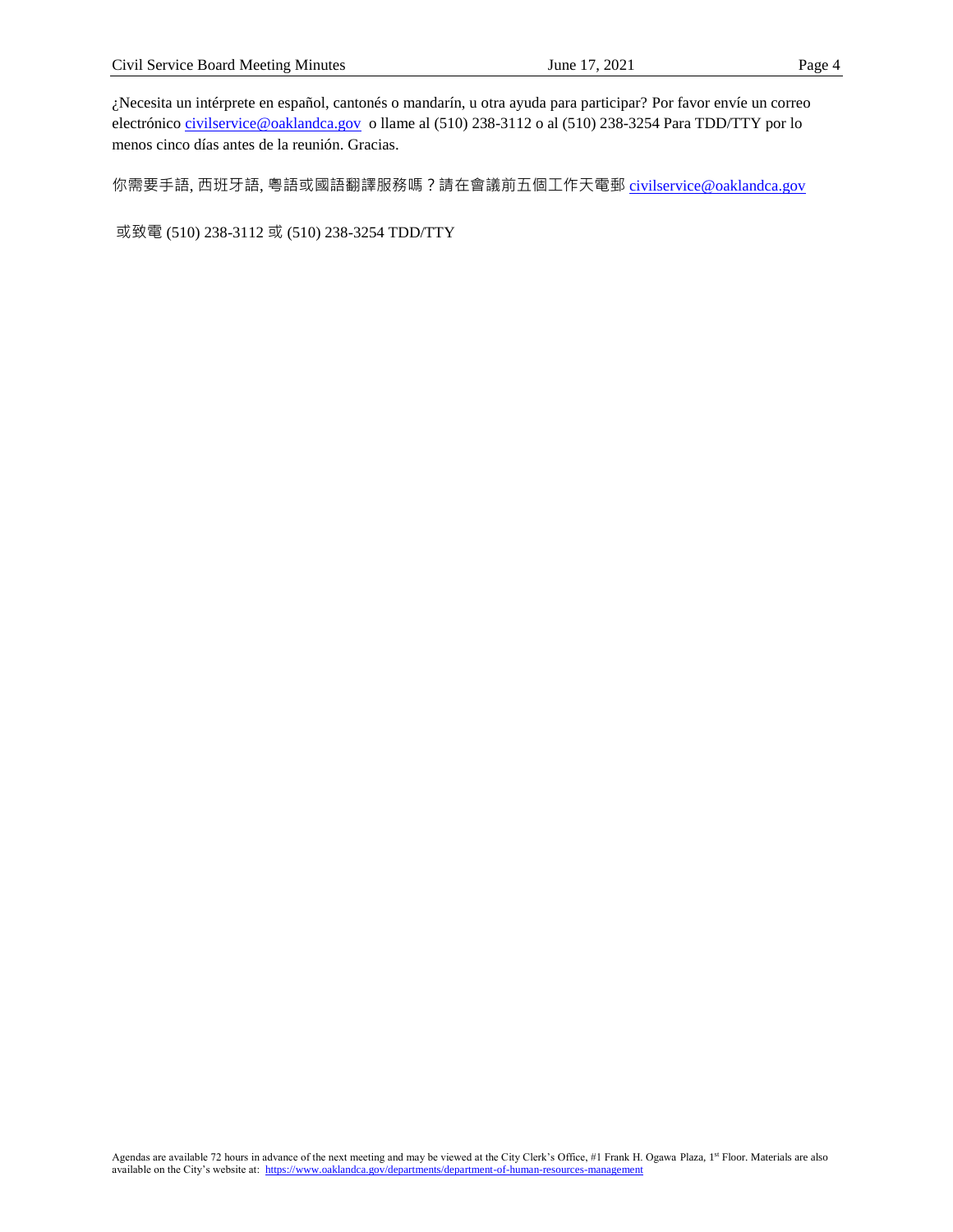¿Necesita un intérprete en español, cantonés o mandarín, u otra ayuda para participar? Por favor envíe un correo electrónico civilservice@oaklandca.gov o llame al (510) 238-3112 o al (510) 238-3254 Para TDD/TTY por lo menos cinco días antes de la reunión. Gracias.

你需要手語, 西班牙語, 粵語或國語翻譯服務嗎？請在會議前五個工作天電郵 civilservice@oaklandca.gov

或致電 (510) 238-3112 或 (510) 238-3254 TDD/TTY

Agendas are available 72 hours in advance of the next meeting and may be viewed at the City Clerk's Office, #1 Frank H. Ogawa Plaza, 1st Floor. Materials are also available on the City's website at: https://www.oaklandca.gov/departments/department-of-human-resources-management